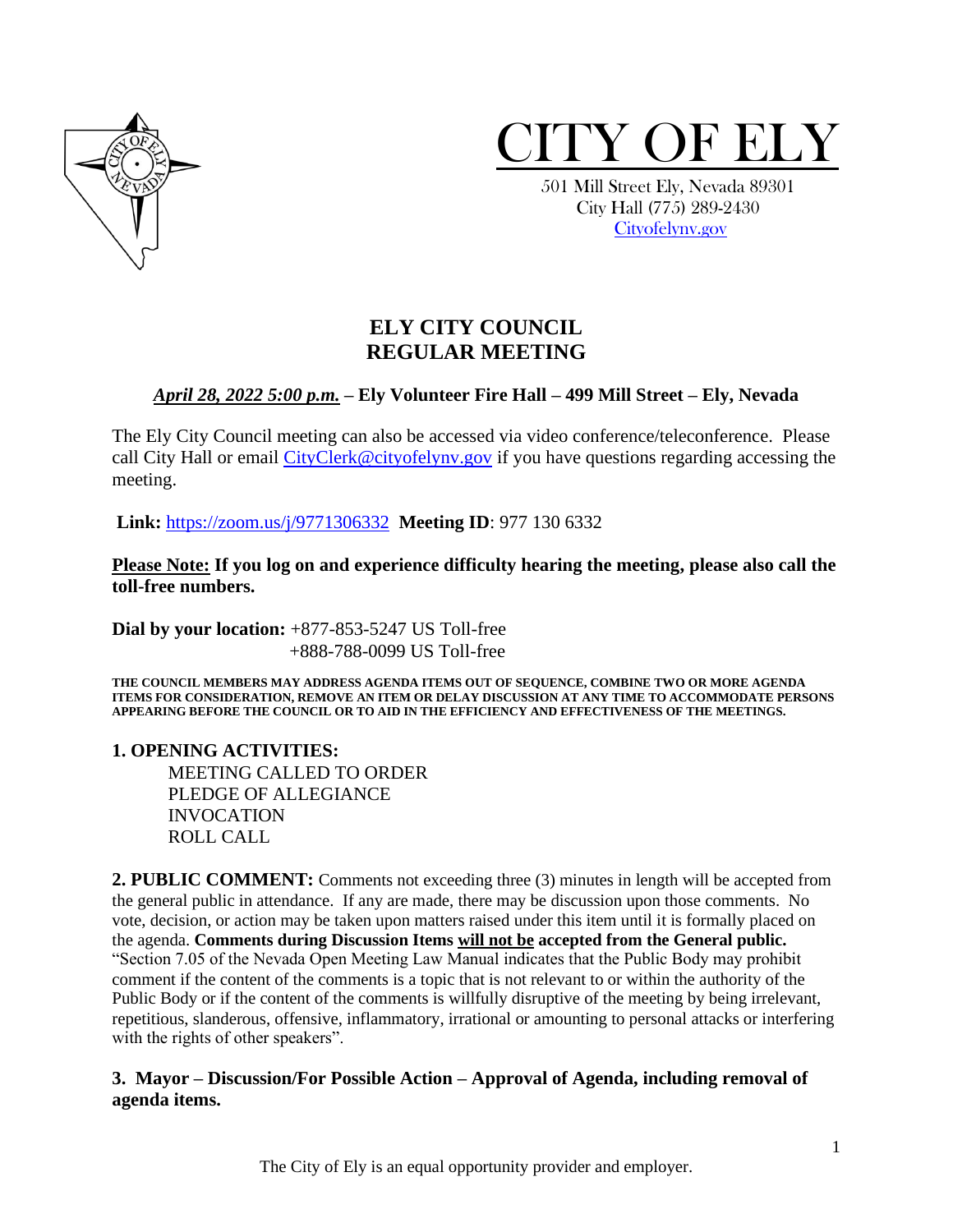# CITY OF ELY

501 Mill Street Ely, Nevada 89301
City Hall (775) 289-2430
Cityofelynv.gov

## ELY CITY COUNCIL
## REGULAR MEETING

***April 28, 2022 5:00 p.m.*** **– Ely Volunteer Fire Hall – 499 Mill Street – Ely, Nevada**

The Ely City Council meeting can also be accessed via video conference/teleconference. Please call City Hall or email CityClerk@cityofelynv.gov if you have questions regarding accessing the meeting.

**Link:** https://zoom.us/j/9771306332 **Meeting ID**: 977 130 6332

**Please Note: If you log on and experience difficulty hearing the meeting, please also call the toll-free numbers.**

**Dial by your location:** +877-853-5247 US Toll-free
+888-788-0099 US Toll-free

**THE COUNCIL MEMBERS MAY ADDRESS AGENDA ITEMS OUT OF SEQUENCE, COMBINE TWO OR MORE AGENDA ITEMS FOR CONSIDERATION, REMOVE AN ITEM OR DELAY DISCUSSION AT ANY TIME TO ACCOMMODATE PERSONS APPEARING BEFORE THE COUNCIL OR TO AID IN THE EFFICIENCY AND EFFECTIVENESS OF THE MEETINGS.**

**1. OPENING ACTIVITIES:**

MEETING CALLED TO ORDER
PLEDGE OF ALLEGIANCE
INVOCATION
ROLL CALL

**2. PUBLIC COMMENT:** Comments not exceeding three (3) minutes in length will be accepted from the general public in attendance. If any are made, there may be discussion upon those comments. No vote, decision, or action may be taken upon matters raised under this item until it is formally placed on the agenda. **Comments during Discussion Items will not be accepted from the General public.** "Section 7.05 of the Nevada Open Meeting Law Manual indicates that the Public Body may prohibit comment if the content of the comments is a topic that is not relevant to or within the authority of the Public Body or if the content of the comments is willfully disruptive of the meeting by being irrelevant, repetitious, slanderous, offensive, inflammatory, irrational or amounting to personal attacks or interfering with the rights of other speakers".

**3. Mayor – Discussion/For Possible Action – Approval of Agenda, including removal of agenda items.**

The City of Ely is an equal opportunity provider and employer.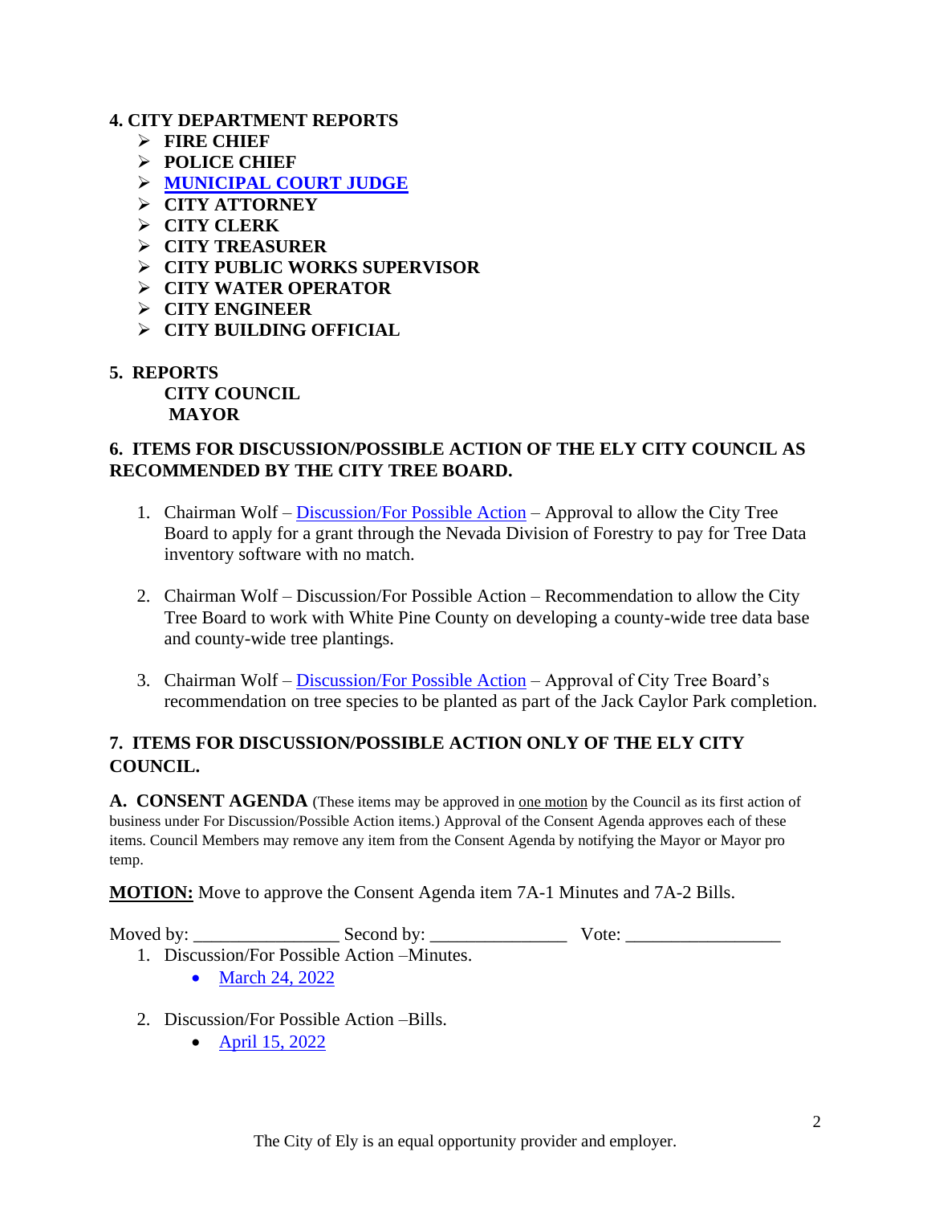**4. CITY DEPARTMENT REPORTS**

- **FIRE CHIEF**
- **POLICE CHIEF**
- **MUNICIPAL COURT JUDGE**
- **CITY ATTORNEY**
- **CITY CLERK**
- **CITY TREASURER**
- **CITY PUBLIC WORKS SUPERVISOR**
- **CITY WATER OPERATOR**
- **CITY ENGINEER**
- **CITY BUILDING OFFICIAL**

**5. REPORTS**

**CITY COUNCIL**
**MAYOR**

**6. ITEMS FOR DISCUSSION/POSSIBLE ACTION OF THE ELY CITY COUNCIL AS RECOMMENDED BY THE CITY TREE BOARD.**

1. Chairman Wolf – Discussion/For Possible Action – Approval to allow the City Tree Board to apply for a grant through the Nevada Division of Forestry to pay for Tree Data inventory software with no match.

2. Chairman Wolf – Discussion/For Possible Action – Recommendation to allow the City Tree Board to work with White Pine County on developing a county-wide tree data base and county-wide tree plantings.

3. Chairman Wolf – Discussion/For Possible Action – Approval of City Tree Board's recommendation on tree species to be planted as part of the Jack Caylor Park completion.

**7. ITEMS FOR DISCUSSION/POSSIBLE ACTION ONLY OF THE ELY CITY COUNCIL.**

**A. CONSENT AGENDA** (These items may be approved in one motion by the Council as its first action of business under For Discussion/Possible Action items.) Approval of the Consent Agenda approves each of these items. Council Members may remove any item from the Consent Agenda by notifying the Mayor or Mayor pro temp.

**MOTION:** Move to approve the Consent Agenda item 7A-1 Minutes and 7A-2 Bills.

Moved by: _______________ Second by: ______________ Vote: ________________

1. Discussion/For Possible Action –Minutes.
   - March 24, 2022

2. Discussion/For Possible Action –Bills.
   - April 15, 2022

The City of Ely is an equal opportunity provider and employer.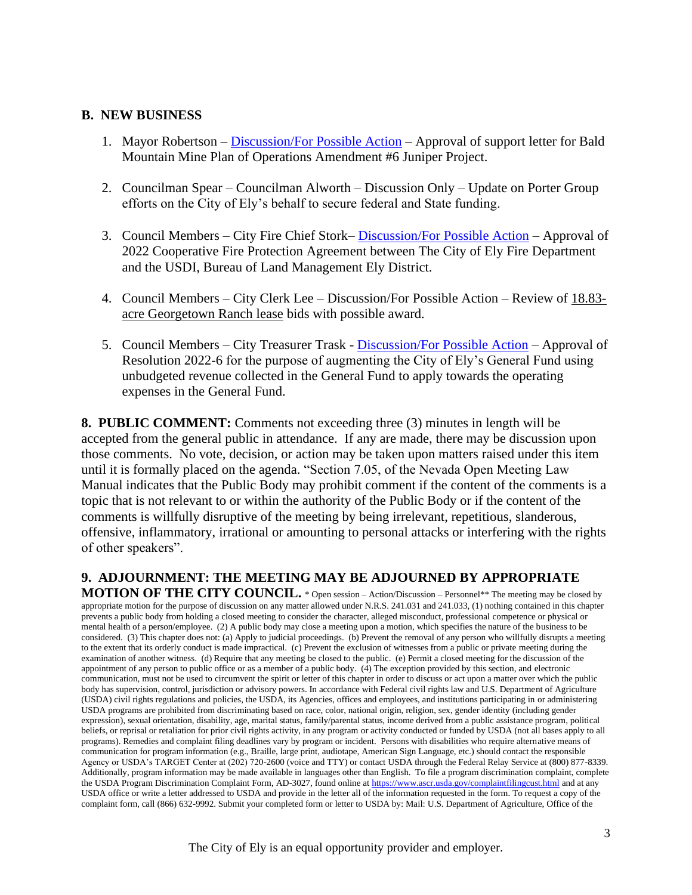## B. NEW BUSINESS

1. Mayor Robertson – Discussion/For Possible Action – Approval of support letter for Bald Mountain Mine Plan of Operations Amendment #6 Juniper Project.

2. Councilman Spear – Councilman Alworth – Discussion Only – Update on Porter Group efforts on the City of Ely's behalf to secure federal and State funding.

3. Council Members – City Fire Chief Stork– Discussion/For Possible Action – Approval of 2022 Cooperative Fire Protection Agreement between The City of Ely Fire Department and the USDI, Bureau of Land Management Ely District.

4. Council Members – City Clerk Lee – Discussion/For Possible Action – Review of 18.83-acre Georgetown Ranch lease bids with possible award.

5. Council Members – City Treasurer Trask - Discussion/For Possible Action – Approval of Resolution 2022-6 for the purpose of augmenting the City of Ely's General Fund using unbudgeted revenue collected in the General Fund to apply towards the operating expenses in the General Fund.

**8. PUBLIC COMMENT:** Comments not exceeding three (3) minutes in length will be accepted from the general public in attendance. If any are made, there may be discussion upon those comments. No vote, decision, or action may be taken upon matters raised under this item until it is formally placed on the agenda. "Section 7.05, of the Nevada Open Meeting Law Manual indicates that the Public Body may prohibit comment if the content of the comments is a topic that is not relevant to or within the authority of the Public Body or if the content of the comments is willfully disruptive of the meeting by being irrelevant, repetitious, slanderous, offensive, inflammatory, irrational or amounting to personal attacks or interfering with the rights of other speakers".

**9. ADJOURNMENT: THE MEETING MAY BE ADJOURNED BY APPROPRIATE MOTION OF THE CITY COUNCIL.** * Open session – Action/Discussion – Personnel** The meeting may be closed by appropriate motion for the purpose of discussion on any matter allowed under N.R.S. 241.031 and 241.033, (1) nothing contained in this chapter prevents a public body from holding a closed meeting to consider the character, alleged misconduct, professional competence or physical or mental health of a person/employee. (2) A public body may close a meeting upon a motion, which specifies the nature of the business to be considered. (3) This chapter does not: (a) Apply to judicial proceedings. (b) Prevent the removal of any person who willfully disrupts a meeting to the extent that its orderly conduct is made impractical. (c) Prevent the exclusion of witnesses from a public or private meeting during the examination of another witness. (d) Require that any meeting be closed to the public. (e) Permit a closed meeting for the discussion of the appointment of any person to public office or as a member of a public body. (4) The exception provided by this section, and electronic communication, must not be used to circumvent the spirit or letter of this chapter in order to discuss or act upon a matter over which the public body has supervision, control, jurisdiction or advisory powers. In accordance with Federal civil rights law and U.S. Department of Agriculture (USDA) civil rights regulations and policies, the USDA, its Agencies, offices and employees, and institutions participating in or administering USDA programs are prohibited from discriminating based on race, color, national origin, religion, sex, gender identity (including gender expression), sexual orientation, disability, age, marital status, family/parental status, income derived from a public assistance program, political beliefs, or reprisal or retaliation for prior civil rights activity, in any program or activity conducted or funded by USDA (not all bases apply to all programs). Remedies and complaint filing deadlines vary by program or incident. Persons with disabilities who require alternative means of communication for program information (e.g., Braille, large print, audiotape, American Sign Language, etc.) should contact the responsible Agency or USDA's TARGET Center at (202) 720-2600 (voice and TTY) or contact USDA through the Federal Relay Service at (800) 877-8339. Additionally, program information may be made available in languages other than English. To file a program discrimination complaint, complete the USDA Program Discrimination Complaint Form, AD-3027, found online at https://www.ascr.usda.gov/complaintfilingcust.html and at any USDA office or write a letter addressed to USDA and provide in the letter all of the information requested in the form. To request a copy of the complaint form, call (866) 632-9992. Submit your completed form or letter to USDA by: Mail: U.S. Department of Agriculture, Office of the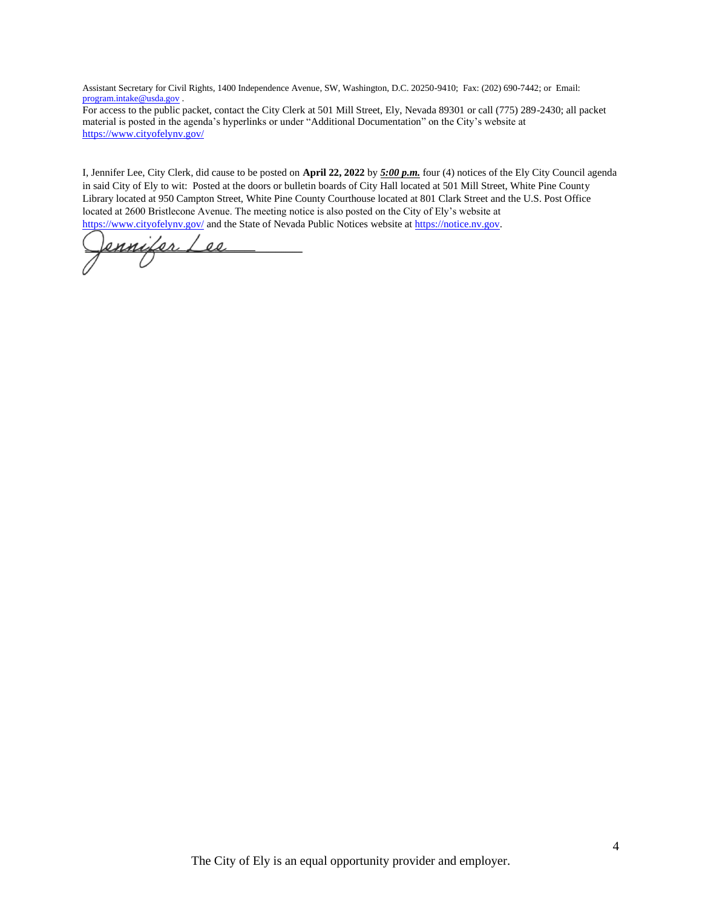Assistant Secretary for Civil Rights, 1400 Independence Avenue, SW, Washington, D.C. 20250-9410; Fax: (202) 690-7442; or Email: program.intake@usda.gov .

For access to the public packet, contact the City Clerk at 501 Mill Street, Ely, Nevada 89301 or call (775) 289-2430; all packet material is posted in the agenda's hyperlinks or under "Additional Documentation" on the City's website at https://www.cityofelynv.gov/

I, Jennifer Lee, City Clerk, did cause to be posted on **April 22, 2022** by ***5:00 p.m.*** four (4) notices of the Ely City Council agenda in said City of Ely to wit: Posted at the doors or bulletin boards of City Hall located at 501 Mill Street, White Pine County Library located at 950 Campton Street, White Pine County Courthouse located at 801 Clark Street and the U.S. Post Office located at 2600 Bristlecone Avenue. The meeting notice is also posted on the City of Ely's website at https://www.cityofelynv.gov/ and the State of Nevada Public Notices website at https://notice.nv.gov.

Jennifer Lee

The City of Ely is an equal opportunity provider and employer.